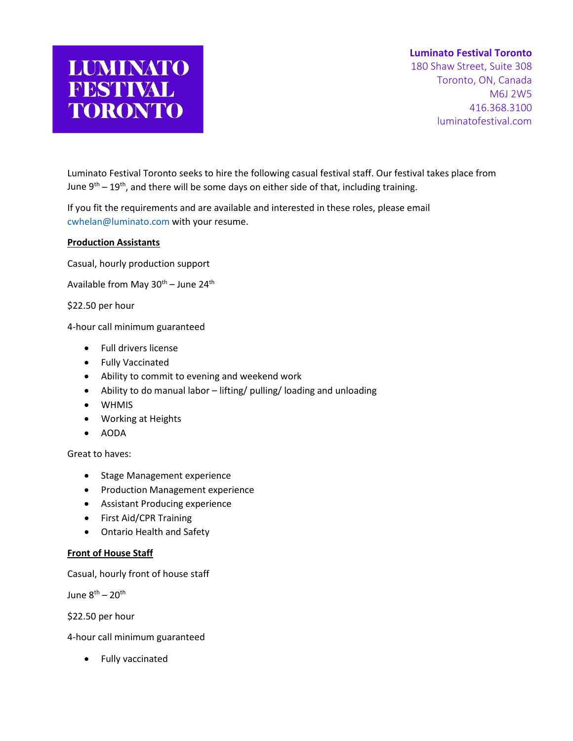# LUMINATO FESTIVAL TORONTO

**Luminato Festival Toronto**
180 Shaw Street, Suite 308
Toronto, ON, Canada
M6J 2W5
416.368.3100
luminatofestival.com

Luminato Festival Toronto seeks to hire the following casual festival staff. Our festival takes place from June 9th – 19th, and there will be some days on either side of that, including training.

If you fit the requirements and are available and interested in these roles, please email cwhelan@luminato.com with your resume.

**Production Assistants**

Casual, hourly production support

Available from May 30th – June 24th

$22.50 per hour

4-hour call minimum guaranteed

- Full drivers license
- Fully Vaccinated
- Ability to commit to evening and weekend work
- Ability to do manual labor – lifting/ pulling/ loading and unloading
- WHMIS
- Working at Heights
- AODA

Great to haves:

- Stage Management experience
- Production Management experience
- Assistant Producing experience
- First Aid/CPR Training
- Ontario Health and Safety

**Front of House Staff**

Casual, hourly front of house staff

June 8th – 20th

$22.50 per hour

4-hour call minimum guaranteed

- Fully vaccinated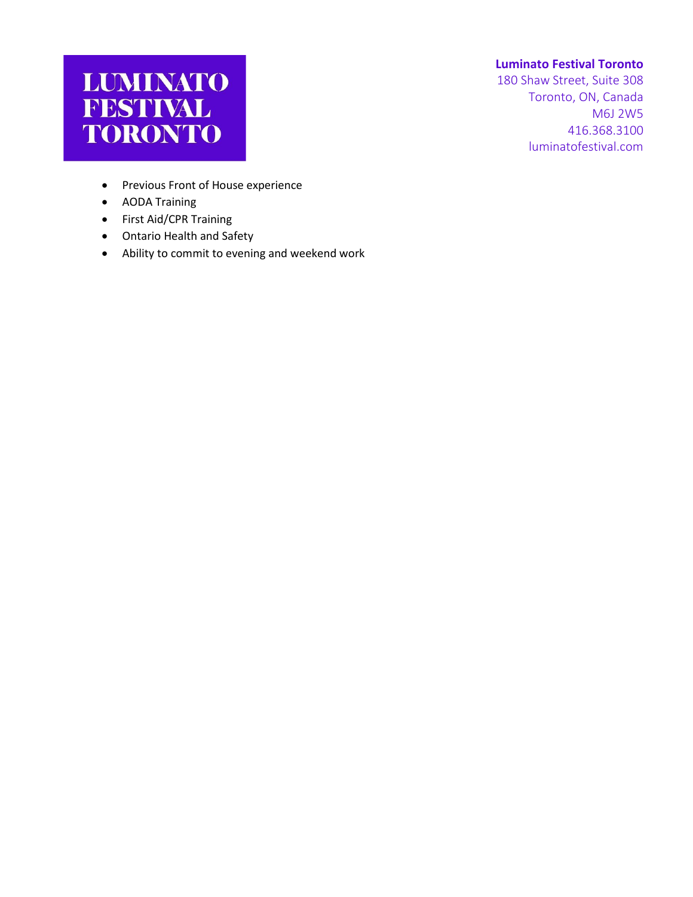- Previous Front of House experience
- AODA Training
- First Aid/CPR Training
- Ontario Health and Safety
- Ability to commit to evening and weekend work